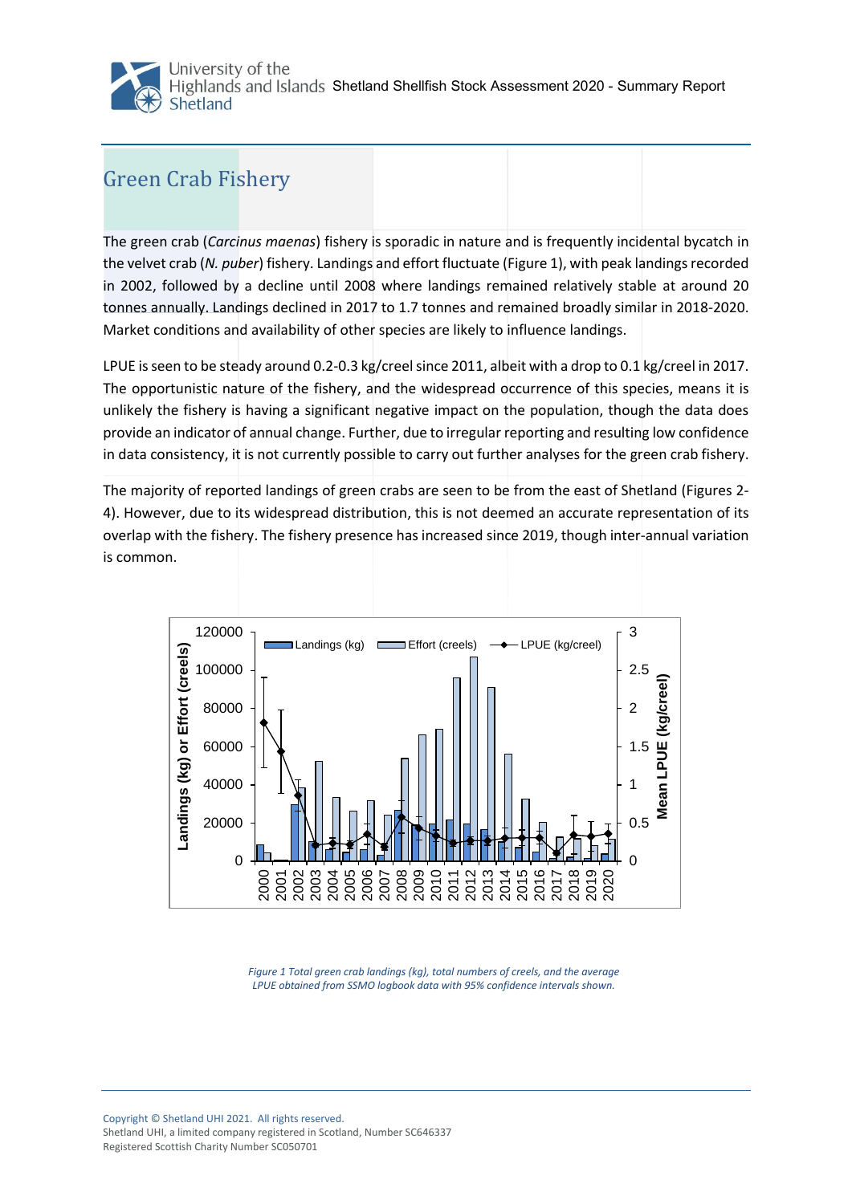# Green Crab Fishery

The green crab (*Carcinus maenas*) fishery is sporadic in nature and is frequently incidental bycatch in the velvet crab (*N. puber*) fishery. Landings and effort fluctuate (Figure 1), with peak landings recorded in 2002, followed by a decline until 2008 where landings remained relatively stable at around 20 tonnes annually. Landings declined in 2017 to 1.7 tonnes and remained broadly similar in 2018-2020. Market conditions and availability of other species are likely to influence landings.

LPUE is seen to be steady around 0.2-0.3 kg/creel since 2011, albeit with a drop to 0.1 kg/creel in 2017. The opportunistic nature of the fishery, and the widespread occurrence of this species, means it is unlikely the fishery is having a significant negative impact on the population, though the data does provide an indicator of annual change. Further, due to irregular reporting and resulting low confidence in data consistency, it is not currently possible to carry out further analyses for the green crab fishery.

The majority of reported landings of green crabs are seen to be from the east of Shetland (Figures 2-4). However, due to its widespread distribution, this is not deemed an accurate representation of its overlap with the fishery. The fishery presence has increased since 2019, though inter-annual variation is common.

*Figure 1 Total green crab landings (kg), total numbers of creels, and the average LPUE obtained from SSMO logbook data with 95% confidence intervals shown.*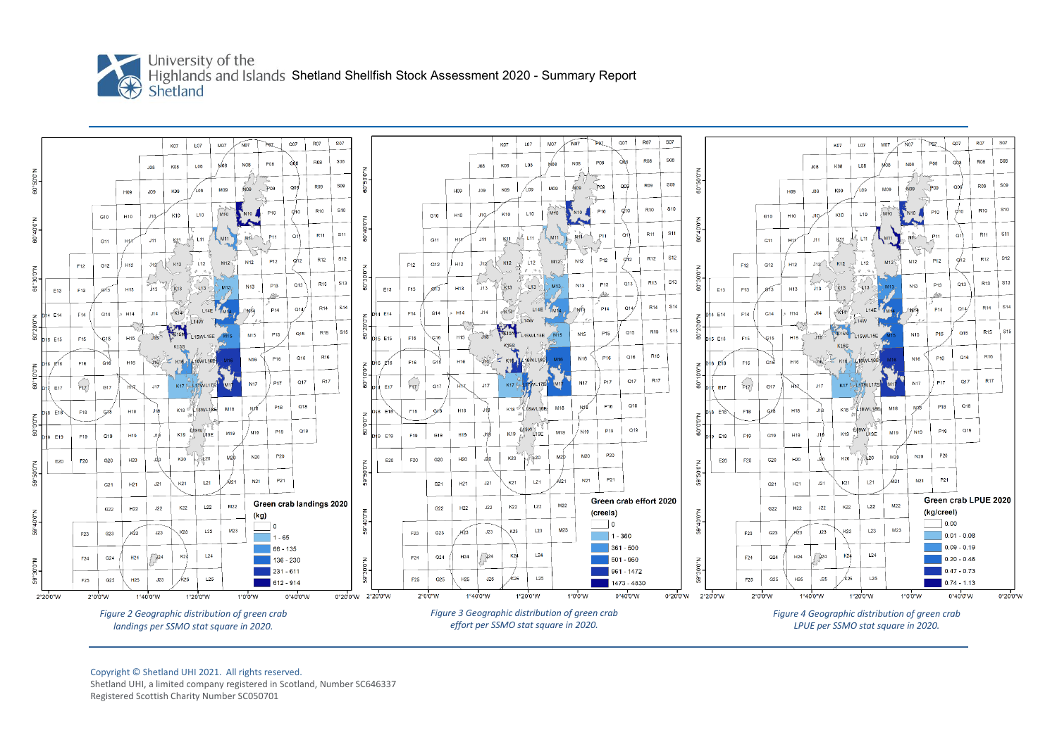Green crab landings 2020
(kg)
0
1 - 65
66 - 135
136 - 230
231 - 611
612 - 914

*Figure 2 Geographic distribution of green crab landings per SSMO stat square in 2020.*

Green crab effort 2020
(creels)
0
1 - 360
361 - 500
501 - 960
961 - 1472
1473 - 4830

*Figure 3 Geographic distribution of green crab effort per SSMO stat square in 2020.*

Green crab LPUE 2020
(kg/creel)
0.00
0.01 - 0.08
0.09 - 0.19
0.20 - 0.46
0.47 - 0.73
0.74 - 1.13

*Figure 4 Geographic distribution of green crab LPUE per SSMO stat square in 2020.*

Copyright © Shetland UHI 2021. All rights reserved.
Shetland UHI, a limited company registered in Scotland, Number SC646337
Registered Scottish Charity Number SC050701